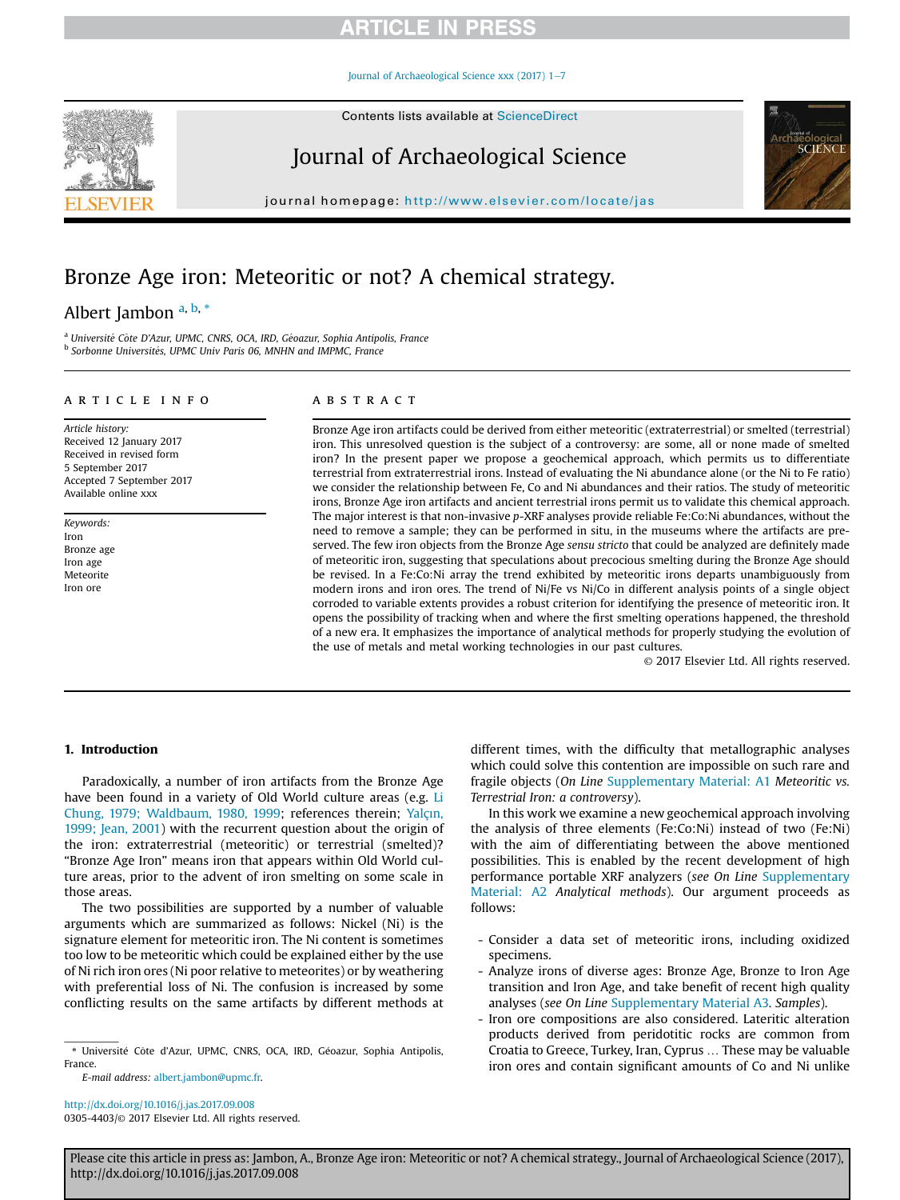# Bronze Age iron: Meteoritic or not? A chemical strategy.

Albert Jambon [a, b, *]

[a] Université Côte D'Azur, UPMC, CNRS, OCA, IRD, Géoazur, Sophia Antipolis, France
[b] Sorbonne Universités, UPMC Univ Paris 06, MNHN and IMPMC, France

## ARTICLE INFO

*Article history:*
Received 12 January 2017
Received in revised form 5 September 2017
Accepted 7 September 2017
Available online xxx

*Keywords:*
Iron
Bronze age
Iron age
Meteorite
Iron ore

## ABSTRACT

Bronze Age iron artifacts could be derived from either meteoritic (extraterrestrial) or smelted (terrestrial) iron. This unresolved question is the subject of a controversy: are some, all or none made of smelted iron? In the present paper we propose a geochemical approach, which permits us to differentiate terrestrial from extraterrestrial irons. Instead of evaluating the Ni abundance alone (or the Ni to Fe ratio) we consider the relationship between Fe, Co and Ni abundances and their ratios. The study of meteoritic irons, Bronze Age iron artifacts and ancient terrestrial irons permit us to validate this chemical approach. The major interest is that non-invasive *p*-XRF analyses provide reliable Fe:Co:Ni abundances, without the need to remove a sample; they can be performed in situ, in the museums where the artifacts are preserved. The few iron objects from the Bronze Age *sensu stricto* that could be analyzed are definitely made of meteoritic iron, suggesting that speculations about precocious smelting during the Bronze Age should be revised. In a Fe:Co:Ni array the trend exhibited by meteoritic irons departs unambiguously from modern irons and iron ores. The trend of Ni/Fe vs Ni/Co in different analysis points of a single object corroded to variable extents provides a robust criterion for identifying the presence of meteoritic iron. It opens the possibility of tracking when and where the first smelting operations happened, the threshold of a new era. It emphasizes the importance of analytical methods for properly studying the evolution of the use of metals and metal working technologies in our past cultures.

© 2017 Elsevier Ltd. All rights reserved.

## 1. Introduction

Paradoxically, a number of iron artifacts from the Bronze Age have been found in a variety of Old World culture areas (e.g. Li Chung, 1979; Waldbaum, 1980, 1999; references therein; Yalçın, 1999; Jean, 2001) with the recurrent question about the origin of the iron: extraterrestrial (meteoritic) or terrestrial (smelted)? "Bronze Age Iron" means iron that appears within Old World culture areas, prior to the advent of iron smelting on some scale in those areas.

The two possibilities are supported by a number of valuable arguments which are summarized as follows: Nickel (Ni) is the signature element for meteoritic iron. The Ni content is sometimes too low to be meteoritic which could be explained either by the use of Ni rich iron ores (Ni poor relative to meteorites) or by weathering with preferential loss of Ni. The confusion is increased by some conflicting results on the same artifacts by different methods at different times, with the difficulty that metallographic analyses which could solve this contention are impossible on such rare and fragile objects (*On Line* Supplementary Material: A1 *Meteoritic vs. Terrestrial Iron: a controversy*).

In this work we examine a new geochemical approach involving the analysis of three elements (Fe:Co:Ni) instead of two (Fe:Ni) with the aim of differentiating between the above mentioned possibilities. This is enabled by the recent development of high performance portable XRF analyzers (*see On Line* Supplementary Material: A2 *Analytical methods*). Our argument proceeds as follows:

- Consider a data set of meteoritic irons, including oxidized specimens.
- Analyze irons of diverse ages: Bronze Age, Bronze to Iron Age transition and Iron Age, and take benefit of recent high quality analyses (*see On Line* Supplementary Material A3. *Samples*).
- Iron ore compositions are also considered. Lateritic alteration products derived from peridotitic rocks are common from Croatia to Greece, Turkey, Iran, Cyprus … These may be valuable iron ores and contain significant amounts of Co and Ni unlike

---

\* Université Côte d'Azur, UPMC, CNRS, OCA, IRD, Géoazur, Sophia Antipolis, France.
*E-mail address:* albert.jambon@upmc.fr.

http://dx.doi.org/10.1016/j.jas.2017.09.008
0305-4403/© 2017 Elsevier Ltd. All rights reserved.

Please cite this article in press as: Jambon, A., Bronze Age iron: Meteoritic or not? A chemical strategy., Journal of Archaeological Science (2017), http://dx.doi.org/10.1016/j.jas.2017.09.008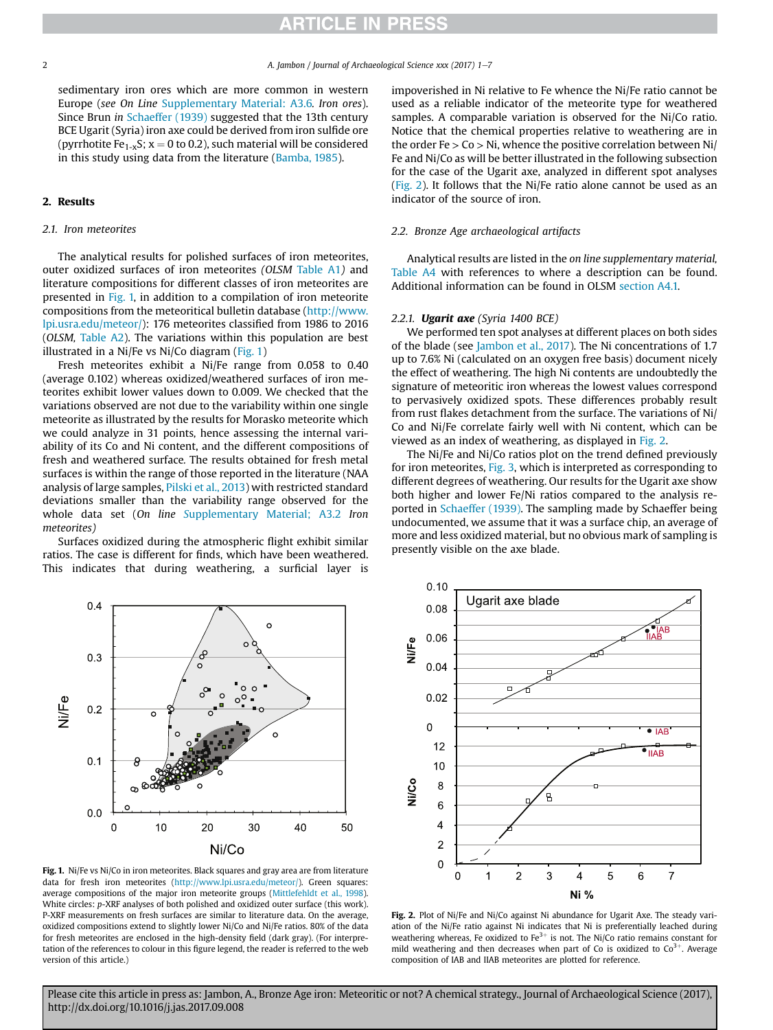sedimentary iron ores which are more common in western Europe (*see On Line* Supplementary Material: A3.6. *Iron ores*). Since Brun *in* Schaeffer (1939) suggested that the 13th century BCE Ugarit (Syria) iron axe could be derived from iron sulfide ore (pyrrhotite $Fe_{1-x}S$; x = 0 to 0.2), such material will be considered in this study using data from the literature (Bamba, 1985).

## 2. Results

### 2.1. Iron meteorites

The analytical results for polished surfaces of iron meteorites, outer oxidized surfaces of iron meteorites *(OLSM* Table A1*)* and literature compositions for different classes of iron meteorites are presented in Fig. 1, in addition to a compilation of iron meteorite compositions from the meteoritical bulletin database (http://www.lpi.usra.edu/meteor/): 176 meteorites classified from 1986 to 2016 (*OLSM,* Table A2). The variations within this population are best illustrated in a Ni/Fe vs Ni/Co diagram (Fig. 1)

Fresh meteorites exhibit a Ni/Fe range from 0.058 to 0.40 (average 0.102) whereas oxidized/weathered surfaces of iron meteorites exhibit lower values down to 0.009. We checked that the variations observed are not due to the variability within one single meteorite as illustrated by the results for Morasko meteorite which we could analyze in 31 points, hence assessing the internal variability of its Co and Ni content, and the different compositions of fresh and weathered surface. The results obtained for fresh metal surfaces is within the range of those reported in the literature (NAA analysis of large samples, Pilski et al., 2013) with restricted standard deviations smaller than the variability range observed for the whole data set (*On line* Supplementary Material; A3.2 *Iron meteorites*)

Surfaces oxidized during the atmospheric flight exhibit similar ratios. The case is different for finds, which have been weathered. This indicates that during weathering, a surficial layer is impoverished in Ni relative to Fe whence the Ni/Fe ratio cannot be used as a reliable indicator of the meteorite type for weathered samples. A comparable variation is observed for the Ni/Co ratio. Notice that the chemical properties relative to weathering are in the order Fe > Co > Ni, whence the positive correlation between Ni/Fe and Ni/Co as will be better illustrated in the following subsection for the case of the Ugarit axe, analyzed in different spot analyses (Fig. 2). It follows that the Ni/Fe ratio alone cannot be used as an indicator of the source of iron.

**Fig. 1.** Ni/Fe vs Ni/Co in iron meteorites. Black squares and gray area are from literature data for fresh iron meteorites (http://www.lpi.usra.edu/meteor/). Green squares: average compositions of the major iron meteorite groups (Mittlefehldt et al., 1998). White circles: *p*-XRF analyses of both polished and oxidized outer surface (this work). P-XRF measurements on fresh surfaces are similar to literature data. On the average, oxidized compositions extend to slightly lower Ni/Co and Ni/Fe ratios. 80% of the data for fresh meteorites are enclosed in the high-density field (dark gray). (For interpretation of the references to colour in this figure legend, the reader is referred to the web version of this article.)

### 2.2. Bronze Age archaeological artifacts

Analytical results are listed in the *on line supplementary material,* Table A4 with references to where a description can be found. Additional information can be found in OLSM section A4.1.

#### 2.2.1. **Ugarit axe** (Syria 1400 BCE)

We performed ten spot analyses at different places on both sides of the blade (see Jambon et al., 2017). The Ni concentrations of 1.7 up to 7.6% Ni (calculated on an oxygen free basis) document nicely the effect of weathering. The high Ni contents are undoubtedly the signature of meteoritic iron whereas the lowest values correspond to pervasively oxidized spots. These differences probably result from rust flakes detachment from the surface. The variations of Ni/Co and Ni/Fe correlate fairly well with Ni content, which can be viewed as an index of weathering, as displayed in Fig. 2.

The Ni/Fe and Ni/Co ratios plot on the trend defined previously for iron meteorites, Fig. 3, which is interpreted as corresponding to different degrees of weathering. Our results for the Ugarit axe show both higher and lower Fe/Ni ratios compared to the analysis reported in Schaeffer (1939). The sampling made by Schaeffer being undocumented, we assume that it was a surface chip, an average of more and less oxidized material, but no obvious mark of sampling is presently visible on the axe blade.

**Fig. 2.** Plot of Ni/Fe and Ni/Co against Ni abundance for Ugarit Axe. The steady variation of the Ni/Fe ratio against Ni indicates that Ni is preferentially leached during weathering whereas, Fe oxidized to $Fe^{3+}$ is not. The Ni/Co ratio remains constant for mild weathering and then decreases when part of Co is oxidized to $Co^{3+}$. Average composition of IAB and IIAB meteorites are plotted for reference.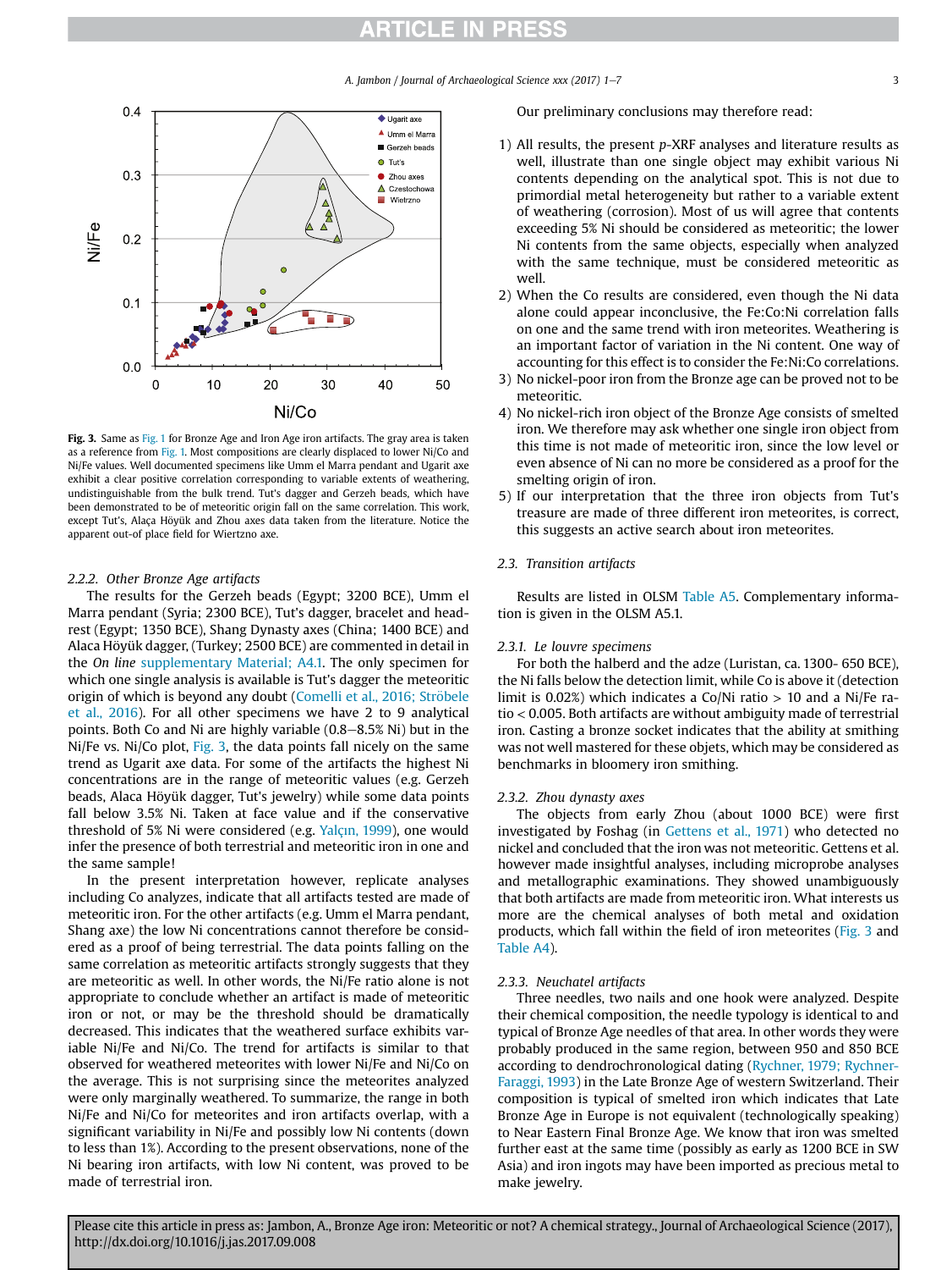Fig. 3. Same as Fig. 1 for Bronze Age and Iron Age iron artifacts. The gray area is taken as a reference from Fig. 1. Most compositions are clearly displaced to lower Ni/Co and Ni/Fe values. Well documented specimens like Umm el Marra pendant and Ugarit axe exhibit a clear positive correlation corresponding to variable extents of weathering, undistinguishable from the bulk trend. Tut's dagger and Gerzeh beads, which have been demonstrated to be of meteoritic origin fall on the same correlation. This work, except Tut's, Alaça Höyük and Zhou axes data taken from the literature. Notice the apparent out-of place field for Wiertzno axe.

#### 2.2.2. Other Bronze Age artifacts

The results for the Gerzeh beads (Egypt; 3200 BCE), Umm el Marra pendant (Syria; 2300 BCE), Tut's dagger, bracelet and head-rest (Egypt; 1350 BCE), Shang Dynasty axes (China; 1400 BCE) and Alaca Höyük dagger, (Turkey; 2500 BCE) are commented in detail in the *On line* supplementary Material; A4.1. The only specimen for which one single analysis is available is Tut's dagger the meteoritic origin of which is beyond any doubt (Comelli et al., 2016; Ströbele et al., 2016). For all other specimens we have 2 to 9 analytical points. Both Co and Ni are highly variable (0.8–8.5% Ni) but in the Ni/Fe vs. Ni/Co plot, Fig. 3, the data points fall nicely on the same trend as Ugarit axe data. For some of the artifacts the highest Ni concentrations are in the range of meteoritic values (e.g. Gerzeh beads, Alaca Höyük dagger, Tut's jewelry) while some data points fall below 3.5% Ni. Taken at face value and if the conservative threshold of 5% Ni were considered (e.g. Yalçın, 1999), one would infer the presence of both terrestrial and meteoritic iron in one and the same sample!

In the present interpretation however, replicate analyses including Co analyzes, indicate that all artifacts tested are made of meteoritic iron. For the other artifacts (e.g. Umm el Marra pendant, Shang axe) the low Ni concentrations cannot therefore be considered as a proof of being terrestrial. The data points falling on the same correlation as meteoritic artifacts strongly suggests that they are meteoritic as well. In other words, the Ni/Fe ratio alone is not appropriate to conclude whether an artifact is made of meteoritic iron or not, or may be the threshold should be dramatically decreased. This indicates that the weathered surface exhibits variable Ni/Fe and Ni/Co. The trend for artifacts is similar to that observed for weathered meteorites with lower Ni/Fe and Ni/Co on the average. This is not surprising since the meteorites analyzed were only marginally weathered. To summarize, the range in both Ni/Fe and Ni/Co for meteorites and iron artifacts overlap, with a significant variability in Ni/Fe and possibly low Ni contents (down to less than 1%). According to the present observations, none of the Ni bearing iron artifacts, with low Ni content, was proved to be made of terrestrial iron.

Our preliminary conclusions may therefore read:

1) All results, the present *p*-XRF analyses and literature results as well, illustrate than one single object may exhibit various Ni contents depending on the analytical spot. This is not due to primordial metal heterogeneity but rather to a variable extent of weathering (corrosion). Most of us will agree that contents exceeding 5% Ni should be considered as meteoritic; the lower Ni contents from the same objects, especially when analyzed with the same technique, must be considered meteoritic as well.
2) When the Co results are considered, even though the Ni data alone could appear inconclusive, the Fe:Co:Ni correlation falls on one and the same trend with iron meteorites. Weathering is an important factor of variation in the Ni content. One way of accounting for this effect is to consider the Fe:Ni:Co correlations.
3) No nickel-poor iron from the Bronze age can be proved not to be meteoritic.
4) No nickel-rich iron object of the Bronze Age consists of smelted iron. We therefore may ask whether one single iron object from this time is not made of meteoritic iron, since the low level or even absence of Ni can no more be considered as a proof for the smelting origin of iron.
5) If our interpretation that the three iron objects from Tut's treasure are made of three different iron meteorites, is correct, this suggests an active search about iron meteorites.

### 2.3. Transition artifacts

Results are listed in OLSM Table A5. Complementary information is given in the OLSM A5.1.

#### 2.3.1. Le louvre specimens

For both the halberd and the adze (Luristan, ca. 1300- 650 BCE), the Ni falls below the detection limit, while Co is above it (detection limit is 0.02%) which indicates a Co/Ni ratio > 10 and a Ni/Fe ratio < 0.005. Both artifacts are without ambiguity made of terrestrial iron. Casting a bronze socket indicates that the ability at smithing was not well mastered for these objets, which may be considered as benchmarks in bloomery iron smithing.

#### 2.3.2. Zhou dynasty axes

The objects from early Zhou (about 1000 BCE) were first investigated by Foshag (in Gettens et al., 1971) who detected no nickel and concluded that the iron was not meteoritic. Gettens et al. however made insightful analyses, including microprobe analyses and metallographic examinations. They showed unambiguously that both artifacts are made from meteoritic iron. What interests us more are the chemical analyses of both metal and oxidation products, which fall within the field of iron meteorites (Fig. 3 and Table A4).

#### 2.3.3. Neuchatel artifacts

Three needles, two nails and one hook were analyzed. Despite their chemical composition, the needle typology is identical to and typical of Bronze Age needles of that area. In other words they were probably produced in the same region, between 950 and 850 BCE according to dendrochronological dating (Rychner, 1979; Rychner-Faraggi, 1993) in the Late Bronze Age of western Switzerland. Their composition is typical of smelted iron which indicates that Late Bronze Age in Europe is not equivalent (technologically speaking) to Near Eastern Final Bronze Age. We know that iron was smelted further east at the same time (possibly as early as 1200 BCE in SW Asia) and iron ingots may have been imported as precious metal to make jewelry.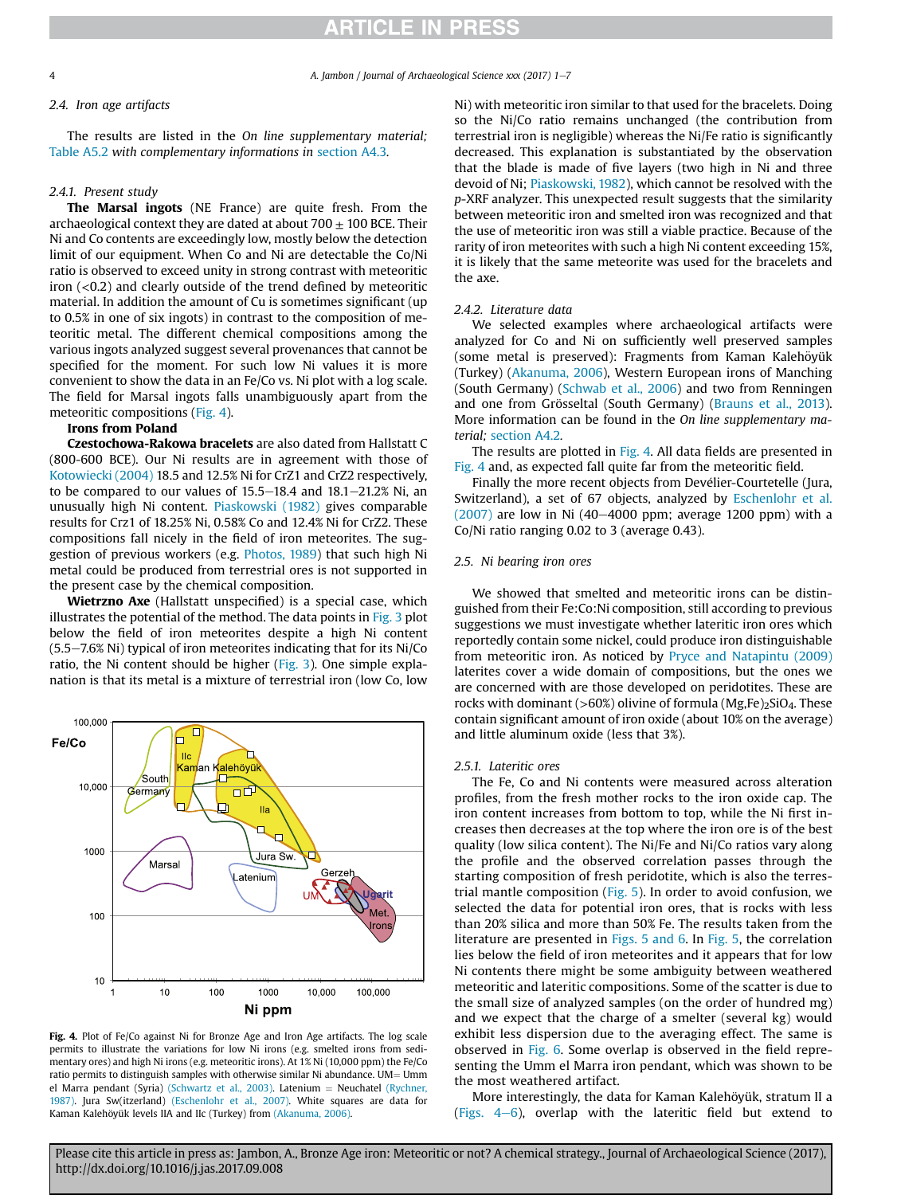### 2.4. Iron age artifacts

The results are listed in the *On line supplementary material; Table A5.2 with complementary informations in section A4.3.*

#### 2.4.1. Present study

**The Marsal ingots** (NE France) are quite fresh. From the archaeological context they are dated at about 700 ± 100 BCE. Their Ni and Co contents are exceedingly low, mostly below the detection limit of our equipment. When Co and Ni are detectable the Co/Ni ratio is observed to exceed unity in strong contrast with meteoritic iron (<0.2) and clearly outside of the trend defined by meteoritic material. In addition the amount of Cu is sometimes significant (up to 0.5% in one of six ingots) in contrast to the composition of meteoritic metal. The different chemical compositions among the various ingots analyzed suggest several provenances that cannot be specified for the moment. For such low Ni values it is more convenient to show the data in an Fe/Co vs. Ni plot with a log scale. The field for Marsal ingots falls unambiguously apart from the meteoritic compositions (Fig. 4).

**Irons from Poland**

**Czestochowa-Rakowa bracelets** are also dated from Hallstatt C (800-600 BCE). Our Ni results are in agreement with those of Kotowiecki (2004) 18.5 and 12.5% Ni for CrZ1 and CrZ2 respectively, to be compared to our values of 15.5–18.4 and 18.1–21.2% Ni, an unusually high Ni content. Piaskowski (1982) gives comparable results for Crz1 of 18.25% Ni, 0.58% Co and 12.4% Ni for CrZ2. These compositions fall nicely in the field of iron meteorites. The suggestion of previous workers (e.g. Photos, 1989) that such high Ni metal could be produced from terrestrial ores is not supported in the present case by the chemical composition.

**Wietrzno Axe** (Hallstatt unspecified) is a special case, which illustrates the potential of the method. The data points in Fig. 3 plot below the field of iron meteorites despite a high Ni content (5.5–7.6% Ni) typical of iron meteorites indicating that for its Ni/Co ratio, the Ni content should be higher (Fig. 3). One simple explanation is that its metal is a mixture of terrestrial iron (low Co, low Ni) with meteoritic iron similar to that used for the bracelets. Doing so the Ni/Co ratio remains unchanged (the contribution from terrestrial iron is negligible) whereas the Ni/Fe ratio is significantly decreased. This explanation is substantiated by the observation that the blade is made of five layers (two high in Ni and three devoid of Ni; Piaskowski, 1982), which cannot be resolved with the *p*-XRF analyzer. This unexpected result suggests that the similarity between meteoritic iron and smelted iron was recognized and that the use of meteoritic iron was still a viable practice. Because of the rarity of iron meteorites with such a high Ni content exceeding 15%, it is likely that the same meteorite was used for the bracelets and the axe.

Fig. 4. Plot of Fe/Co against Ni for Bronze Age and Iron Age artifacts. The log scale permits to illustrate the variations for low Ni irons (e.g. smelted irons from sedimentary ores) and high Ni irons (e.g. meteoritic irons). At 1% Ni (10,000 ppm) the Fe/Co ratio permits to distinguish samples with otherwise similar Ni abundance. UM= Umm el Marra pendant (Syria) (Schwartz et al., 2003). Latenium = Neuchatel (Rychner, 1987). Jura Sw(itzerland) (Eschenlohr et al., 2007). White squares are data for Kaman Kalehöyük levels IIA and IIc (Turkey) from (Akanuma, 2006).

#### 2.4.2. Literature data

We selected examples where archaeological artifacts were analyzed for Co and Ni on sufficiently well preserved samples (some metal is preserved): Fragments from Kaman Kalehöyük (Turkey) (Akanuma, 2006), Western European irons of Manching (South Germany) (Schwab et al., 2006) and two from Renningen and one from Grösseltal (South Germany) (Brauns et al., 2013). More information can be found in the *On line supplementary material;* section A4.2.

The results are plotted in Fig. 4. All data fields are presented in Fig. 4 and, as expected fall quite far from the meteoritic field.

Finally the more recent objects from Devélier-Courtetelle (Jura, Switzerland), a set of 67 objects, analyzed by Eschenlohr et al. (2007) are low in Ni (40–4000 ppm; average 1200 ppm) with a Co/Ni ratio ranging 0.02 to 3 (average 0.43).

### 2.5. Ni bearing iron ores

We showed that smelted and meteoritic irons can be distinguished from their Fe:Co:Ni composition, still according to previous suggestions we must investigate whether lateritic iron ores which reportedly contain some nickel, could produce iron distinguishable from meteoritic iron. As noticed by Pryce and Natapintu (2009) laterites cover a wide domain of compositions, but the ones we are concerned with are those developed on peridotites. These are rocks with dominant (>60%) olivine of formula $(Mg,Fe)_2SiO_4$. These contain significant amount of iron oxide (about 10% on the average) and little aluminum oxide (less that 3%).

#### 2.5.1. Lateritic ores

The Fe, Co and Ni contents were measured across alteration profiles, from the fresh mother rocks to the iron oxide cap. The iron content increases from bottom to top, while the Ni first increases then decreases at the top where the iron ore is of the best quality (low silica content). The Ni/Fe and Ni/Co ratios vary along the profile and the observed correlation passes through the starting composition of fresh peridotite, which is also the terrestrial mantle composition (Fig. 5). In order to avoid confusion, we selected the data for potential iron ores, that is rocks with less than 20% silica and more than 50% Fe. The results taken from the literature are presented in Figs. 5 and 6. In Fig. 5, the correlation lies below the field of iron meteorites and it appears that for low Ni contents there might be some ambiguity between weathered meteoritic and lateritic compositions. Some of the scatter is due to the small size of analyzed samples (on the order of hundred mg) and we expect that the charge of a smelter (several kg) would exhibit less dispersion due to the averaging effect. The same is observed in Fig. 6. Some overlap is observed in the field representing the Umm el Marra iron pendant, which was shown to be the most weathered artifact.

More interestingly, the data for Kaman Kalehöyük, stratum II a (Figs. 4–6), overlap with the lateritic field but extend to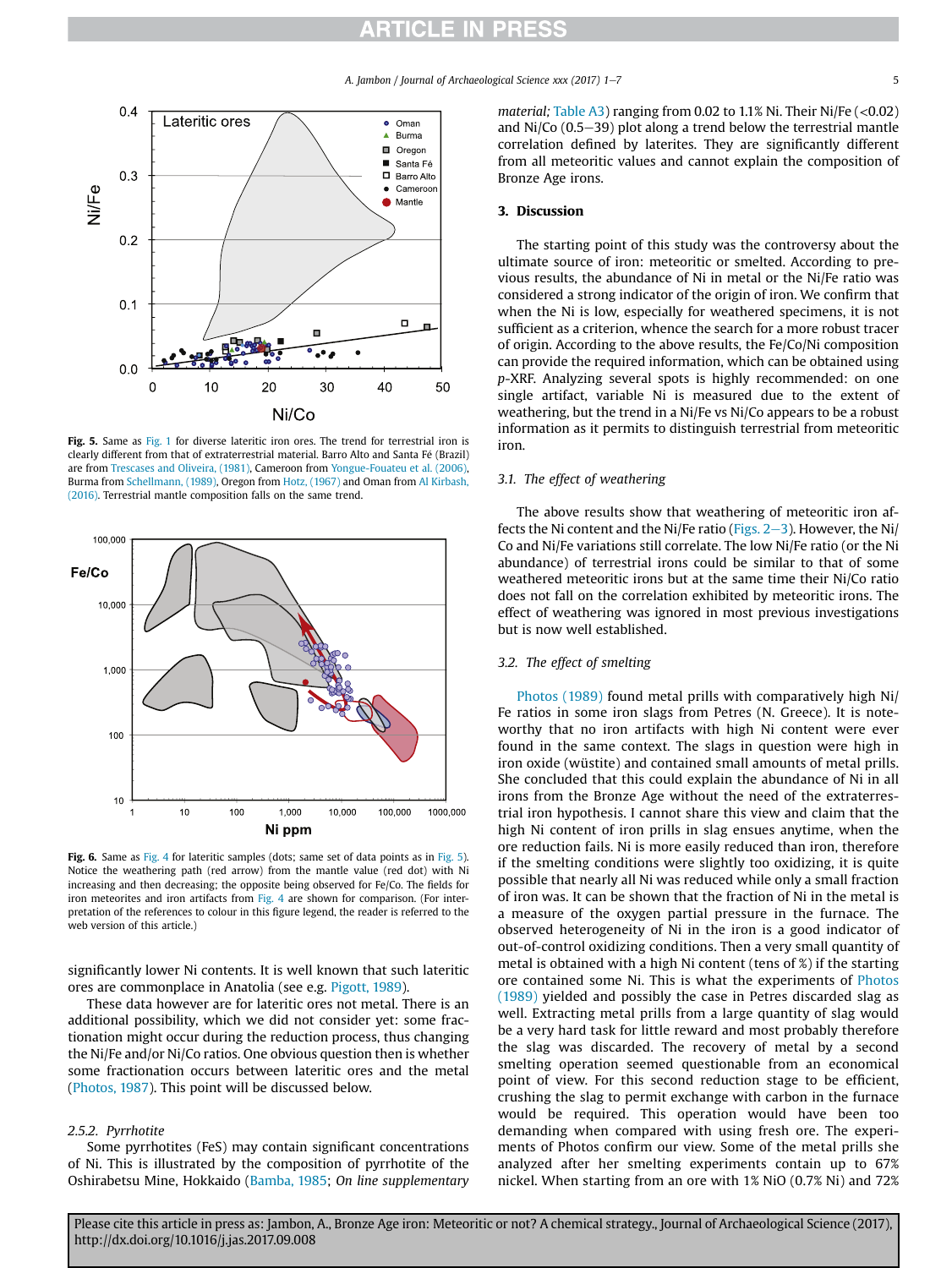Fig. 5. Same as Fig. 1 for diverse lateritic iron ores. The trend for terrestrial iron is clearly different from that of extraterrestrial material. Barro Alto and Santa Fé (Brazil) are from Trescases and Oliveira, (1981), Cameroon from Yongue-Fouateu et al. (2006), Burma from Schellmann, (1989), Oregon from Hotz, (1967) and Oman from Al Kirbash, (2016). Terrestrial mantle composition falls on the same trend.

Fig. 6. Same as Fig. 4 for lateritic samples (dots; same set of data points as in Fig. 5). Notice the weathering path (red arrow) from the mantle value (red dot) with Ni increasing and then decreasing; the opposite being observed for Fe/Co. The fields for iron meteorites and iron artifacts from Fig. 4 are shown for comparison. (For interpretation of the references to colour in this figure legend, the reader is referred to the web version of this article.)

significantly lower Ni contents. It is well known that such lateritic ores are commonplace in Anatolia (see e.g. Pigott, 1989).

These data however are for lateritic ores not metal. There is an additional possibility, which we did not consider yet: some fractionation might occur during the reduction process, thus changing the Ni/Fe and/or Ni/Co ratios. One obvious question then is whether some fractionation occurs between lateritic ores and the metal (Photos, 1987). This point will be discussed below.

#### 2.5.2. Pyrrhotite

Some pyrrhotites (FeS) may contain significant concentrations of Ni. This is illustrated by the composition of pyrrhotite of the Oshirabetsu Mine, Hokkaido (Bamba, 1985; *On line supplementary material;* Table A3) ranging from 0.02 to 1.1% Ni. Their Ni/Fe (<0.02) and Ni/Co (0.5–39) plot along a trend below the terrestrial mantle correlation defined by laterites. They are significantly different from all meteoritic values and cannot explain the composition of Bronze Age irons.

## 3. Discussion

The starting point of this study was the controversy about the ultimate source of iron: meteoritic or smelted. According to previous results, the abundance of Ni in metal or the Ni/Fe ratio was considered a strong indicator of the origin of iron. We confirm that when the Ni is low, especially for weathered specimens, it is not sufficient as a criterion, whence the search for a more robust tracer of origin. According to the above results, the Fe/Co/Ni composition can provide the required information, which can be obtained using *p*-XRF. Analyzing several spots is highly recommended: on one single artifact, variable Ni is measured due to the extent of weathering, but the trend in a Ni/Fe vs Ni/Co appears to be a robust information as it permits to distinguish terrestrial from meteoritic iron.

### 3.1. The effect of weathering

The above results show that weathering of meteoritic iron affects the Ni content and the Ni/Fe ratio (Figs. 2–3). However, the Ni/Co and Ni/Fe variations still correlate. The low Ni/Fe ratio (or the Ni abundance) of terrestrial irons could be similar to that of some weathered meteoritic irons but at the same time their Ni/Co ratio does not fall on the correlation exhibited by meteoritic irons. The effect of weathering was ignored in most previous investigations but is now well established.

### 3.2. The effect of smelting

Photos (1989) found metal prills with comparatively high Ni/Fe ratios in some iron slags from Petres (N. Greece). It is noteworthy that no iron artifacts with high Ni content were ever found in the same context. The slags in question were high in iron oxide (wüstite) and contained small amounts of metal prills. She concluded that this could explain the abundance of Ni in all irons from the Bronze Age without the need of the extraterrestrial iron hypothesis. I cannot share this view and claim that the high Ni content of iron prills in slag ensues anytime, when the ore reduction fails. Ni is more easily reduced than iron, therefore if the smelting conditions were slightly too oxidizing, it is quite possible that nearly all Ni was reduced while only a small fraction of iron was. It can be shown that the fraction of Ni in the metal is a measure of the oxygen partial pressure in the furnace. The observed heterogeneity of Ni in the iron is a good indicator of out-of-control oxidizing conditions. Then a very small quantity of metal is obtained with a high Ni content (tens of %) if the starting ore contained some Ni. This is what the experiments of Photos (1989) yielded and possibly the case in Petres discarded slag as well. Extracting metal prills from a large quantity of slag would be a very hard task for little reward and most probably therefore the slag was discarded. The recovery of metal by a second smelting operation seemed questionable from an economical point of view. For this second reduction stage to be efficient, crushing the slag to permit exchange with carbon in the furnace would be required. This operation would have been too demanding when compared with using fresh ore. The experiments of Photos confirm our view. Some of the metal prills she analyzed after her smelting experiments contain up to 67% nickel. When starting from an ore with 1% NiO (0.7% Ni) and 72%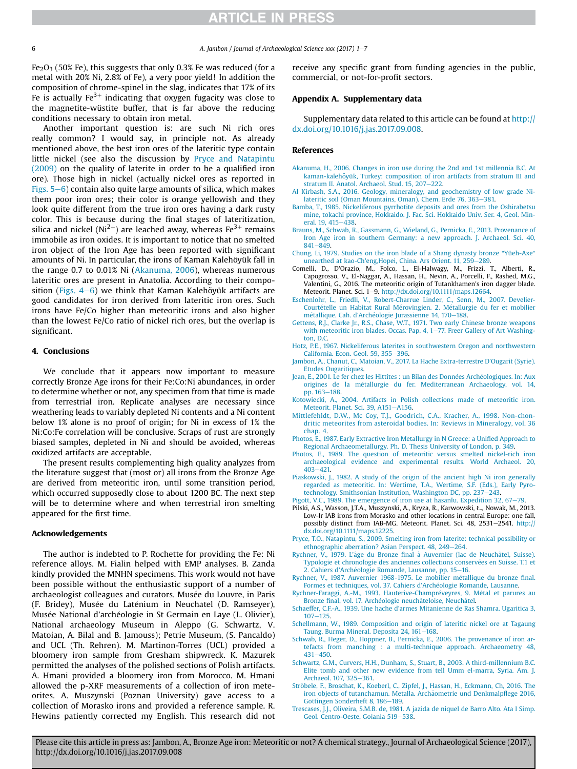$Fe_2O_3$ (50% Fe), this suggests that only 0.3% Fe was reduced (for a metal with 20% Ni, 2.8% of Fe), a very poor yield! In addition the composition of chrome-spinel in the slag, indicates that 17% of its Fe is actually $Fe^{3+}$ indicating that oxygen fugacity was close to the magnetite-wüstite buffer, that is far above the reducing conditions necessary to obtain iron metal.

Another important question is: are such Ni rich ores really common? I would say, in principle not. As already mentioned above, the best iron ores of the lateritic type contain little nickel (see also the discussion by Pryce and Natapintu (2009) on the quality of laterite in order to be a qualified iron ore). Those high in nickel (actually nickel ores as reported in Figs. 5–6) contain also quite large amounts of silica, which makes them poor iron ores; their color is orange yellowish and they look quite different from the true iron ores having a dark rusty color. This is because during the final stages of lateritization, silica and nickel ($Ni^{2+}$) are leached away, whereas $Fe^{3+}$ remains immobile as iron oxides. It is important to notice that no smelted iron object of the Iron Age has been reported with significant amounts of Ni. In particular, the irons of Kaman Kalehöyük fall in the range 0.7 to 0.01% Ni (Akanuma, 2006), whereas numerous lateritic ores are present in Anatolia. According to their composition (Figs. 4–6) we think that Kaman Kalehöyük artifacts are good candidates for iron derived from lateritic iron ores. Such irons have Fe/Co higher than meteoritic irons and also higher than the lowest Fe/Co ratio of nickel rich ores, but the overlap is significant.

## 4. Conclusions

We conclude that it appears now important to measure correctly Bronze Age irons for their Fe:Co:Ni abundances, in order to determine whether or not, any specimen from that time is made from terrestrial iron. Replicate analyses are necessary since weathering leads to variably depleted Ni contents and a Ni content below 1% alone is no proof of origin; for Ni in excess of 1% the Ni:Co:Fe correlation will be conclusive. Scraps of rust are strongly biased samples, depleted in Ni and should be avoided, whereas oxidized artifacts are acceptable.

The present results complementing high quality analyzes from the literature suggest that (most or) all irons from the Bronze Age are derived from meteoritic iron, until some transition period, which occurred supposedly close to about 1200 BC. The next step will be to determine where and when terrestrial iron smelting appeared for the first time.

## Acknowledgements

The author is indebted to P. Rochette for providing the Fe: Ni reference alloys. M. Fialin helped with EMP analyses. B. Zanda kindly provided the MNHN specimens. This work would not have been possible without the enthusiastic support of a number of archaeologist colleagues and curators. Musée du Louvre, in Paris (F. Bridey), Musée du Laténium in Neuchatel (D. Ramseyer), Musée National d'archéologie in St Germain en Laye (L. Olivier), National archaeology Museum in Aleppo (G. Schwartz, V. Matoian, A. Bilal and B. Jamouss); Petrie Museum, (S. Pancaldo) and UCL (Th. Rehren). M. Martinon-Torres (UCL) provided a bloomery iron sample from Gresham shipwreck. K. Mazurek permitted the analyses of the polished sections of Polish artifacts. A. Hmani provided a bloomery iron from Morocco. M. Hmani allowed the p-XRF measurements of a collection of iron meteorites. A. Muszynski (Poznan University) gave access to a collection of Morasko irons and provided a reference sample. R. Hewins patiently corrected my English. This research did not receive any specific grant from funding agencies in the public, commercial, or not-for-profit sectors.

## Appendix A. Supplementary data

Supplementary data related to this article can be found at http://dx.doi.org/10.1016/j.jas.2017.09.008.

## References

Akanuma, H., 2006. Changes in iron use during the 2nd and 1st millennia B.C. At kaman-kalehöyük, Turkey: composition of iron artifacts from stratum III and stratum II. Anatol. Archaeol. Stud. 15, 207–222.

Al Kirbash, S.A., 2016. Geology, mineralogy, and geochemistry of low grade Ni-lateritic soil (Oman Mountains, Oman). Chem. Erde 76, 363–381.

Bamba, T., 1985. Nickeliferous pyrrhotite deposits and ores from the Oshirabetsu mine, tokachi province, Hokkaido. J. Fac. Sci. Hokkaido Univ. Ser. 4, Geol. Mineral. 19, 415–438.

Brauns, M., Schwab, R., Gassmann, G., Wieland, G., Pernicka, E., 2013. Provenance of Iron Age iron in southern Germany: a new approach. J. Archaeol. Sci. 40, 841–849.

Chung, Li, 1979. Studies on the iron blade of a Shang dynasty bronze "Yüeh-Axe" unearthed at kao-Ch'eng,Hopei, China. Ars Orient. 11, 259–289.

Comelli, D., D'Orazio, M., Folco, L., El-Halwagy, M., Frizzi, T., Alberti, R., Capogrosso, V., El-Naggar, A., Hassan, H., Nevin, A., Porcelli, F., Rashed, M.G., Valentini, G., 2016. The meteoritic origin of Tutankhamen's iron dagger blade. Meteorit. Planet. Sci. 1–9. http://dx.doi.org/10.1111/maps.12664.

Eschenlohr, L., Friedli, V., Robert-Charrue Linder, C., Senn, M., 2007. Develier-Courtételle un Habitat Rural Mérovingien. 2. Métallurgie du fer et mobilier métallique. Cah. d'Archéologie Jurassienne 14, 170–188.

Gettens, R.J., Clarke Jr., R.S., Chase, W.T., 1971. Two early Chinese bronze weapons with meteoritic iron blades. Occas. Pap. 4, 1–77. Freer Gallery of Art Washington, D.C.

Hotz, P.E., 1967. Nickeliferous laterites in southwestern Oregon and northwestern California. Econ. Geol. 59, 355–396.

Jambon, A., Chanut, C., Matoian, V., 2017. La Hache Extra-terrestre D'Ougarit (Syrie). Etudes Ougaritiques.

Jean, E., 2001. Le fer chez les Hittites : un Bilan des Données Archéologiques. In: Aux origines de la métallurgie du fer. Mediterranean Archaeology, vol. 14, pp. 163–188.

Kotowiecki, A., 2004. Artifacts in Polish collections made of meteoritic iron. Meteorit. Planet. Sci. 39, A151–A156.

Mittlefehldt, D.W., Mc Coy, T.J., Goodrich, C.A., Kracher, A., 1998. Non-chondritic meteorites from asteroidal bodies. In: Reviews in Mineralogy, vol. 36 chap. 4.

Photos, E., 1987. Early Extractive Iron Metallurgy in N Greece: a Unified Approach to Regional Archaeometallurgy. Ph. D. Thesis University of London, p. 349.

Photos, E., 1989. The question of meteoritic versus smelted nickel-rich iron archaeological evidence and experimental results. World Archaeol. 20, 403–421.

Piaskowski, J., 1982. A study of the origin of the ancient high Ni iron generally regarded as meteoritic. In: Wertime, T.A., Wertime, S.F. (Eds.), Early Pyrotechnology. Smithsonian Institution, Washington DC, pp. 237–243.

Pigott, V.C., 1989. The emergence of iron use at hasanlu. Expedition 32, 67–79.

Pilski, A.S., Wasson, J.T.A., Muszynski, A., Kryza, R., Karwowski, Ł., Nowak, M., 2013. Low-Ir IAB irons from Morasko and other locations in central Europe: one fall, possibly distinct from IAB-MG. Meteorit. Planet. Sci. 48, 2531–2541. http://dx.doi.org/10.1111/maps.12225.

Pryce, T.O., Natapintu, S., 2009. Smelting iron from laterite: technical possibility or ethnographic aberration? Asian Perspect. 48, 249–264.

Rychner, V., 1979. L'âge du Bronze final à Auvernier (lac de Neuchâtel, Suisse). Typologie et chronologie des anciennes collections conservées en Suisse. T.1 et 2. Cahiers d'Archéologie Romande, Lausanne, pp. 15–16.

Rychner, V., 1987. Auvernier 1968-1975. Le mobilier métallique du bronze final. Formes et techniques, vol. 37. Cahiers d'Archéologie Romande, Lausanne.

Rychner-Faraggi, A.-M., 1993. Hauterive-Champréveyres, 9. Métal et parures au Bronze final, vol. 17. Archéologie neuchâteloise, Neuchâtel.

Schaeffer, C.F.-A., 1939. Une hache d'armes Mitanienne de Ras Shamra. Ugaritica 3, 107–125.

Schellmann, W., 1989. Composition and origin of lateritic nickel ore at Tagaung Taung, Burma Mineral. Deposita 24, 161–168.

Schwab, R., Heger, D., Höppner, B., Pernicka, E., 2006. The provenance of iron artefacts from manching : a multi-technique approach. Archaeometry 48, 431–450.

Schwartz, G.M., Curvers, H.H., Dunham, S., Stuart, B., 2003. A third-millennium B.C. Elite tomb and other new evidence from tell Umm el-marra, Syria. Am. J. Archaeol. 107, 325–361.

Ströbele, F., Broschat, K., Koeberl, C., Zipfel, J., Hassan, H., Eckmann, Ch, 2016. The iron objects of tutanchamun. Metalla. Archäometrie und Denkmalpflege 2016, Göttingen Sonderheft 8, 186–189.

Trescases, J.J., Oliveira, S.M.B. de, 1981. A jazida de niquel de Barro Alto. Ata I Simp. Geol. Centro-Oeste, Goiania 519–538.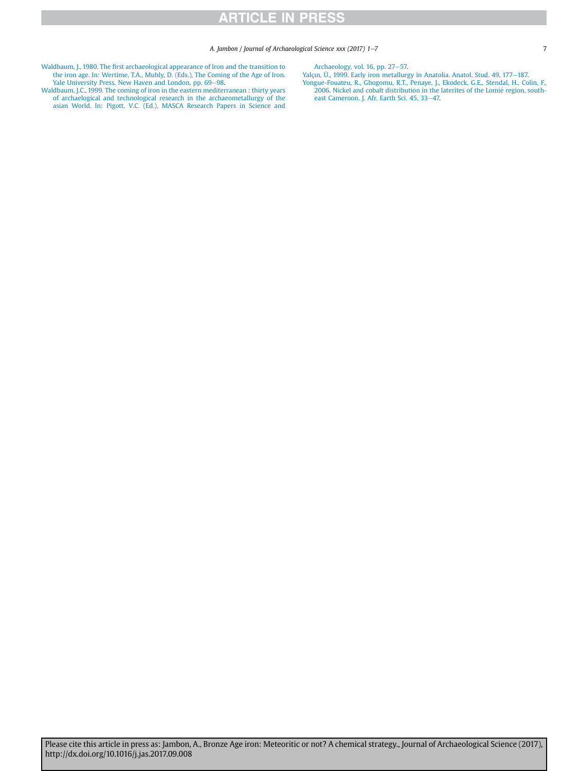Waldbaum, J., 1980. The first archaeological appearance of Iron and the transition to the iron age. In: Wertime, T.A., Muhly, D. (Eds.), The Coming of the Age of Iron. Yale University Press, New Haven and London, pp. 69–98.

Waldbaum, J.C., 1999. The coming of iron in the eastern mediterranean : thirty years of archaeological and technological research in the archaeometallurgy of the asian World. In: Pigott, V.C. (Ed.), MASCA Research Papers in Science and Archaeology, vol. 16, pp. 27–57.

Yalçın, Ü., 1999. Early iron metallurgy in Anatolia. Anatol. Stud. 49, 177–187.

Yongue-Fouateu, R., Ghogomu, R.T., Penaye, J., Ekodeck, G.E., Stendal, H., Colin, F., 2006. Nickel and cobalt distribution in the laterites of the Lomié region, south-east Cameroon. J. Afr. Earth Sci. 45, 33–47.